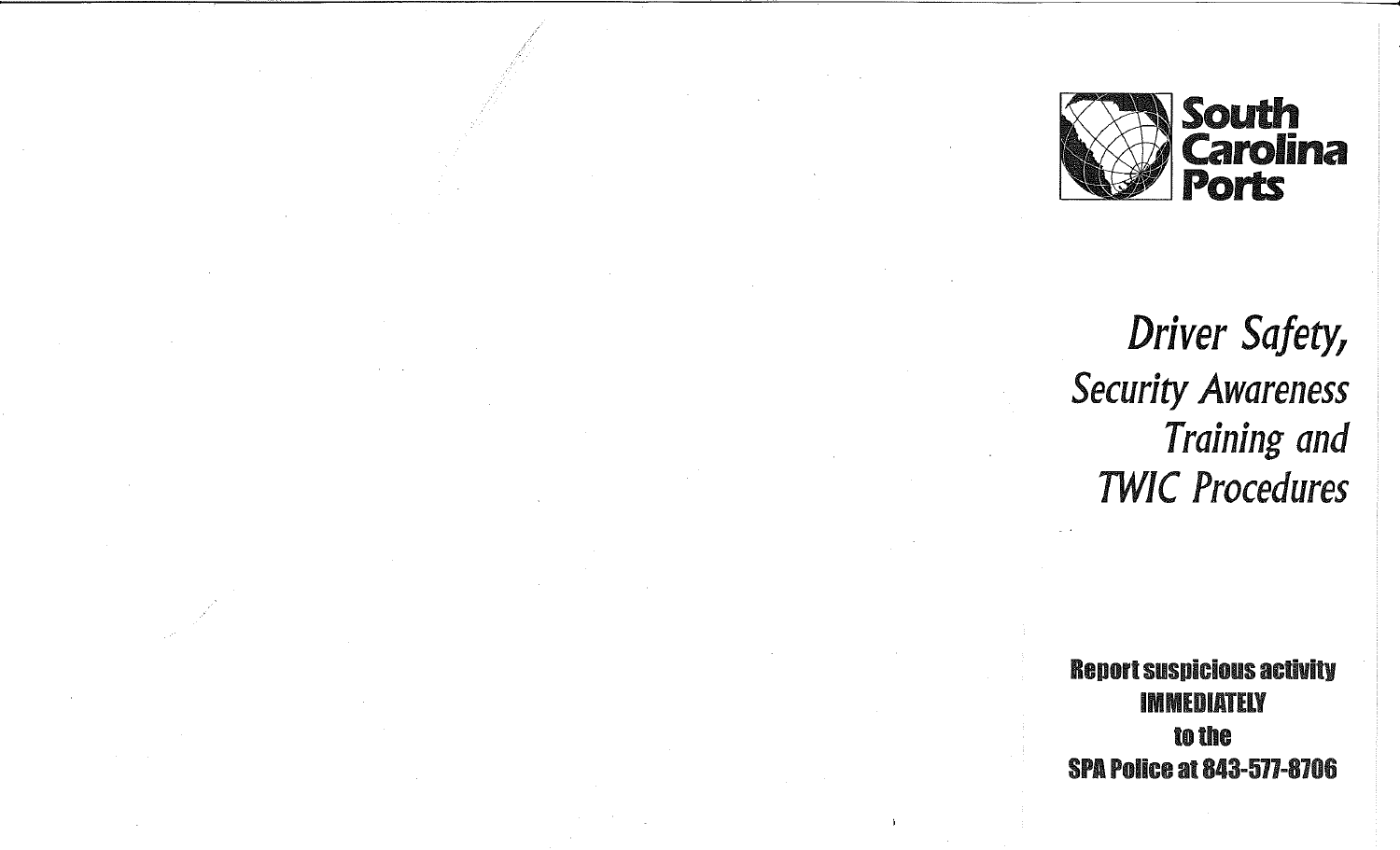**South Carolina Ports**

# *Driver Safety, Security Awareness Training and TWIC Procedures*

**Report suspicious activity IMMEDIATELY to the SPA Police at 843-577-8706**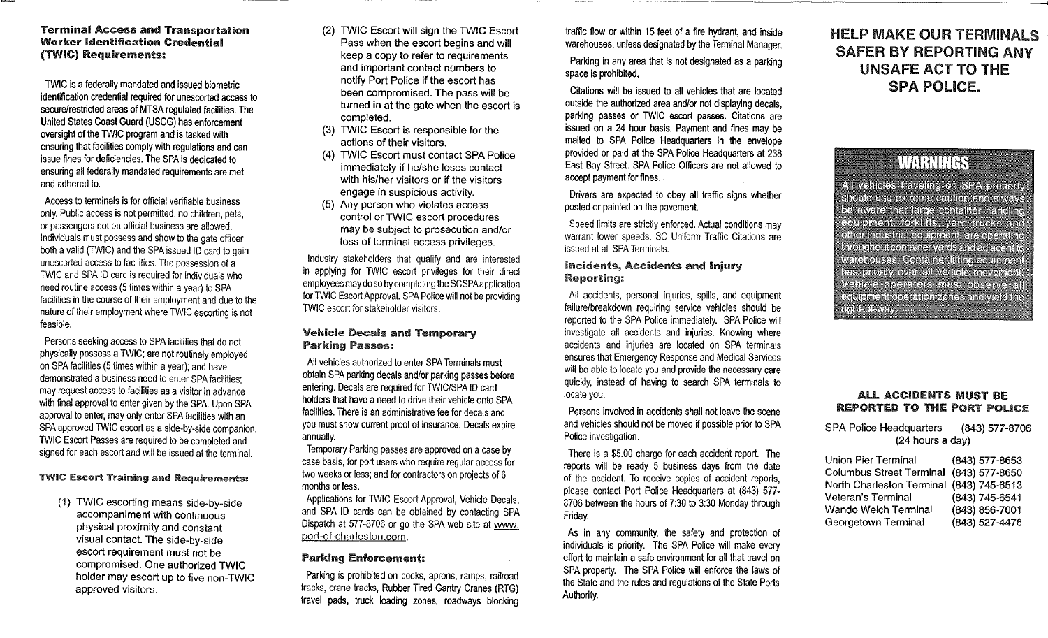## Terminal Access and Transportation Worker Identification Credential (TWIC) Requirements:

TWIC is a federally mandated and issued biometric identification credential required for unescorted access to secure/restricted areas of MTSA regulated facilities. The United States Coast Guard (USCG) has enforcement oversight of the TWIC program and is tasked with ensuring that facilities comply with regulations and can issue fines for deficiencies. The SPA is dedicated to ensuring all federally mandated requirements are met and adhered to.

Access to terminals is for official verifiable business only. Public access is not permitted, no children, pets, or passengers not on official business are allowed. Individuals must possess and show to the gate officer both a valid (TWIC) and the SPA issued ID card to gain unescorted access to facilities. The possession of a TWIC and SPA ID card is required for individuals who need routine access (5 times within a year) to SPA facilities in the course of their employment and due to the nature of their employment where TWIC escorting is not feasible.

Persons seeking access to SPA facilities that do not physically possess a TWIC; are not routinely employed on SPA facilities (5 times within a year); and have demonstrated a business need to enter SPA facilities; may request access to facilities as a visitor in advance with final approval to enter given by the SPA. Upon SPA approval to enter, may only enter SPA facilities with an SPA approved TWIC escort as a side-by-side companion. TWIC Escort Passes are required to be completed and signed for each escort and will be issued at the terminal.

### TWIC Escort Training and Requirements:

(1) TWIC escorting means side-by-side accompaniment with continuous physical proximity and constant visual contact. The side-by-side escort requirement must not be compromised. One authorized TWIC holder may escort up to five non-TWIC approved visitors.

(2) TWIC Escort will sign the TWIC Escort Pass when the escort begins and will keep a copy to refer to requirements and important contact numbers to notify Port Police if the escort has been compromised. The pass will be turned in at the gate when the escort is completed.

(3) TWIC Escort is responsible for the actions of their visitors.

(4) TWIC Escort must contact SPA Police immediately if he/she loses contact with his/her visitors or if the visitors engage in suspicious activity.

(5) Any person who violates access control or TWIC escort procedures may be subject to prosecution and/or loss of terminal access privileges.

Industry stakeholders that qualify and are interested in applying for TWIC escort privileges for their direct employees may do so by completing the SCSPA application for TWIC Escort Approval. SPA Police will not be providing TWIC escort for stakeholder visitors.

### Vehicle Decals and Temporary Parking Passes:

All vehicles authorized to enter SPA Terminals must obtain SPA parking decals and/or parking passes before entering. Decals are required for TWIC/SPA ID card holders that have a need to drive their vehicle onto SPA facilities. There is an administrative fee for decals and you must show current proof of insurance. Decals expire annually.

Temporary Parking passes are approved on a case by case basis, for port users who require regular access for two weeks or less; and for contractors on projects of 6 months or less.

Applications for TWIC Escort Approval, Vehicle Decals, and SPA ID cards can be obtained by contacting SPA Dispatch at 577-8706 or go the SPA web site at www.port-of-charleston.com.

### Parking Enforcement:

Parking is prohibited on docks, aprons, ramps, railroad tracks, crane tracks, Rubber Tired Gantry Cranes (RTG) travel pads, truck loading zones, roadways blocking traffic flow or within 15 feet of a fire hydrant, and inside warehouses, unless designated by the Terminal Manager.

Parking in any area that is not designated as a parking space is prohibited.

Citations will be issued to all vehicles that are located outside the authorized area and/or not displaying decals, parking passes or TWIC escort passes. Citations are issued on a 24 hour basis. Payment and fines may be mailed to SPA Police Headquarters in the envelope provided or paid at the SPA Police Headquarters at 238 East Bay Street. SPA Police Officers are not allowed to accept payment for fines.

Drivers are expected to obey all traffic signs whether posted or painted on the pavement.

Speed limits are strictly enforced. Actual conditions may warrant lower speeds. SC Uniform Traffic Citations are issued at all SPA Terminals.

### Incidents, Accidents and Injury Reporting:

All accidents, personal injuries, spills, and equipment failure/breakdown requiring service vehicles should be reported to the SPA Police immediately. SPA Police will investigate all accidents and injuries. Knowing where accidents and injuries are located on SPA terminals ensures that Emergency Response and Medical Services will be able to locate you and provide the necessary care quickly, instead of having to search SPA terminals to locate you.

Persons involved in accidents shall not leave the scene and vehicles should not be moved if possible prior to SPA Police investigation.

There is a $5.00 charge for each accident report. The reports will be ready 5 business days from the date of the accident. To receive copies of accident reports, please contact Port Police Headquarters at (843) 577-8706 between the hours of 7:30 to 3:30 Monday through Friday.

As in any community, the safety and protection of individuals is priority. The SPA Police will make every effort to maintain a safe environment for all that travel on SPA property. The SPA Police will enforce the laws of the State and the rules and regulations of the State Ports Authority.

# HELP MAKE OUR TERMINALS SAFER BY REPORTING ANY UNSAFE ACT TO THE SPA POLICE.

## WARNINGS

All vehicles traveling on SPA property should use extreme caution and always be aware that large container handling equipment, forklifts, yard trucks and other industrial equipment are operating throughout container yards and adjacent to warehouses. Container lifting equipment has priority over all vehicle movement. Vehicle operators must observe all equipment operation zones and yield the right-of-way.

### ALL ACCIDENTS MUST BE REPORTED TO THE PORT POLICE

SPA Police Headquarters (843) 577-8706
(24 hours a day)

| | |
|---|---|
| Union Pier Terminal | (843) 577-8653 |
| Columbus Street Terminal | (843) 577-8650 |
| North Charleston Terminal | (843) 745-6513 |
| Veteran's Terminal | (843) 745-6541 |
| Wando Welch Terminal | (843) 856-7001 |
| Georgetown Terminal | (843) 527-4476 |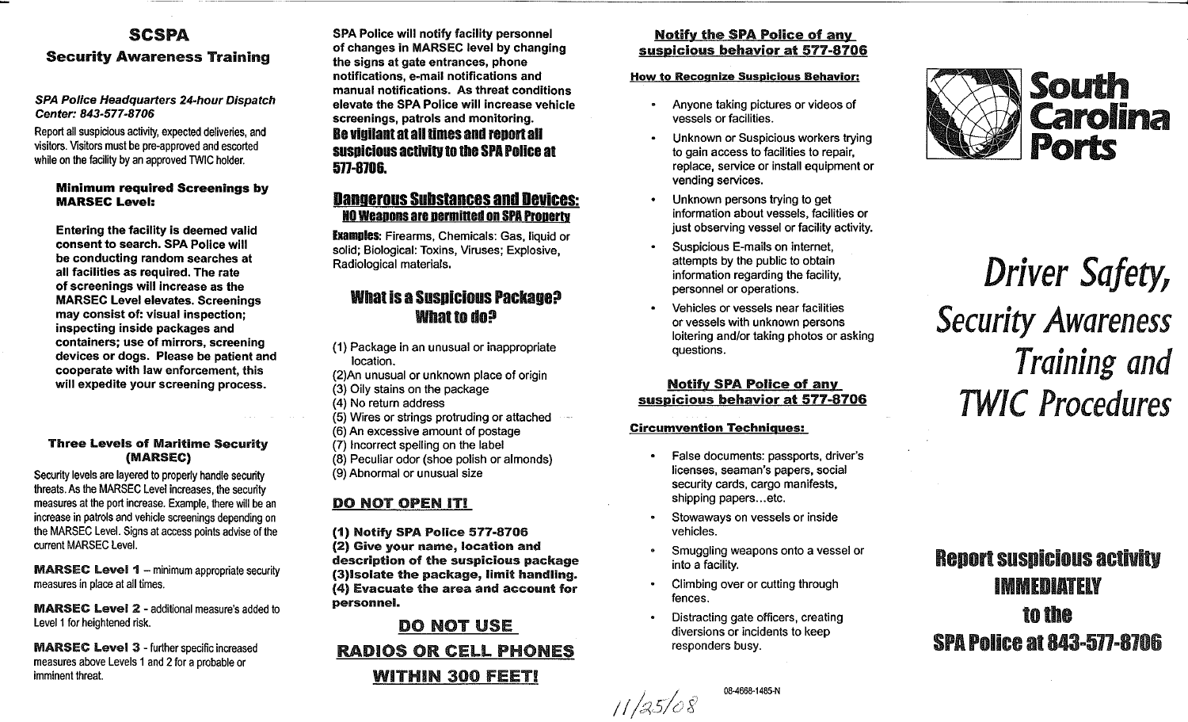## SCSPA

### Security Awareness Training

***SPA Police Headquarters 24-hour Dispatch Center: 843-577-8706***

Report all suspicious activity, expected deliveries, and visitors. Visitors must be pre-approved and escorted while on the facility by an approved TWIC holder.

#### Minimum required Screenings by MARSEC Level:

**Entering the facility is deemed valid consent to search. SPA Police will be conducting random searches at all facilities as required. The rate of screenings will increase as the MARSEC Level elevates. Screenings may consist of: visual inspection; inspecting inside packages and containers; use of mirrors, screening devices or dogs. Please be patient and cooperate with law enforcement, this will expedite your screening process.**

#### Three Levels of Maritime Security (MARSEC)

Security levels are layered to properly handle security threats. As the MARSEC Level increases, the security measures at the port increase. Example, there will be an increase in patrols and vehicle screenings depending on the MARSEC Level. Signs at access points advise of the current MARSEC Level.

**MARSEC Level 1** – minimum appropriate security measures in place at all times.

**MARSEC Level 2** - additional measure's added to Level 1 for heightened risk.

**MARSEC Level 3** - further specific increased measures above Levels 1 and 2 for a probable or imminent threat.

**SPA Police will notify facility personnel of changes in MARSEC level by changing the signs at gate entrances, phone notifications, e-mail notifications and manual notifications. As threat conditions elevate the SPA Police will increase vehicle screenings, patrols and monitoring.**

**Be vigilant at all times and report all suspicious activity to the SPA Police at 577-8706.**

### Dangerous Substances and Devices:

**NO Weapons are permitted on SPA Property**

**Examples:** Firearms, Chemicals: Gas, liquid or solid; Biological: Toxins, Viruses; Explosive, Radiological materials.

### What is a Suspicious Package? What to do?

(1) Package in an unusual or inappropriate location.
(2)An unusual or unknown place of origin
(3) Oily stains on the package
(4) No return address
(5) Wires or strings protruding or attached
(6) An excessive amount of postage
(7) Incorrect spelling on the label
(8) Peculiar odor (shoe polish or almonds)
(9) Abnormal or unusual size

**DO NOT OPEN IT!**

**(1) Notify SPA Police 577-8706**
**(2) Give your name, location and description of the suspicious package**
**(3)Isolate the package, limit handling.**
**(4) Evacuate the area and account for personnel.**

**DO NOT USE RADIOS OR CELL PHONES WITHIN 300 FEET!**

**Notify the SPA Police of any suspicious behavior at 577-8706**

**How to Recognize Suspicious Behavior:**

- Anyone taking pictures or videos of vessels or facilities.
- Unknown or Suspicious workers trying to gain access to facilities to repair, replace, service or install equipment or vending services.
- Unknown persons trying to get information about vessels, facilities or just observing vessel or facility activity.
- Suspicious E-mails on internet, attempts by the public to obtain information regarding the facility, personnel or operations.
- Vehicles or vessels near facilities or vessels with unknown persons loitering and/or taking photos or asking questions.

**Notify SPA Police of any suspicious behavior at 577-8706**

**Circumvention Techniques:**

- False documents: passports, driver's licenses, seaman's papers, social security cards, cargo manifests, shipping papers...etc.
- Stowaways on vessels or inside vehicles.
- Smuggling weapons onto a vessel or into a facility.
- Climbing over or cutting through fences.
- Distracting gate officers, creating diversions or incidents to keep responders busy.

11/25/08

08-4668-1485-N

**South Carolina Ports**

# *Driver Safety, Security Awareness Training and TWIC Procedures*

**Report suspicious activity IMMEDIATELY to the SPA Police at 843-577-8706**